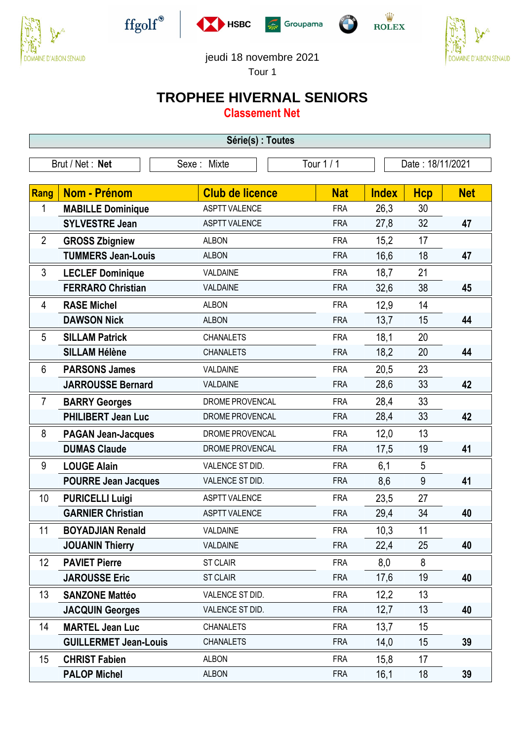jeudi 18 novembre 2021

Tour 1

# TROPHEE HIVERNAL SENIORS

## Classement Net

**Série(s) : Toutes**

| Brut / Net : **Net** | Sexe : Mixte | Tour 1 / 1 | Date : 18/11/2021 |
|---|---|---|---|

| Rang | Nom - Prénom | Club de licence | Nat | Index | Hcp | Net |
|---|---|---|---|---|---|---|
| 1 | **MABILLE Dominique** | ASPTT VALENCE | FRA | 26,3 | 30 | |
| | **SYLVESTRE Jean** | ASPTT VALENCE | FRA | 27,8 | 32 | **47** |
| 2 | **GROSS Zbigniew** | ALBON | FRA | 15,2 | 17 | |
| | **TUMMERS Jean-Louis** | ALBON | FRA | 16,6 | 18 | **47** |
| 3 | **LECLEF Dominique** | VALDAINE | FRA | 18,7 | 21 | |
| | **FERRARO Christian** | VALDAINE | FRA | 32,6 | 38 | **45** |
| 4 | **RASE Michel** | ALBON | FRA | 12,9 | 14 | |
| | **DAWSON Nick** | ALBON | FRA | 13,7 | 15 | **44** |
| 5 | **SILLAM Patrick** | CHANALETS | FRA | 18,1 | 20 | |
| | **SILLAM Hélène** | CHANALETS | FRA | 18,2 | 20 | **44** |
| 6 | **PARSONS James** | VALDAINE | FRA | 20,5 | 23 | |
| | **JARROUSSE Bernard** | VALDAINE | FRA | 28,6 | 33 | **42** |
| 7 | **BARRY Georges** | DROME PROVENCAL | FRA | 28,4 | 33 | |
| | **PHILIBERT Jean Luc** | DROME PROVENCAL | FRA | 28,4 | 33 | **42** |
| 8 | **PAGAN Jean-Jacques** | DROME PROVENCAL | FRA | 12,0 | 13 | |
| | **DUMAS Claude** | DROME PROVENCAL | FRA | 17,5 | 19 | **41** |
| 9 | **LOUGE Alain** | VALENCE ST DID. | FRA | 6,1 | 5 | |
| | **POURRE Jean Jacques** | VALENCE ST DID. | FRA | 8,6 | 9 | **41** |
| 10 | **PURICELLI Luigi** | ASPTT VALENCE | FRA | 23,5 | 27 | |
| | **GARNIER Christian** | ASPTT VALENCE | FRA | 29,4 | 34 | **40** |
| 11 | **BOYADJIAN Renald** | VALDAINE | FRA | 10,3 | 11 | |
| | **JOUANIN Thierry** | VALDAINE | FRA | 22,4 | 25 | **40** |
| 12 | **PAVIET Pierre** | ST CLAIR | FRA | 8,0 | 8 | |
| | **JAROUSSE Eric** | ST CLAIR | FRA | 17,6 | 19 | **40** |
| 13 | **SANZONE Mattéo** | VALENCE ST DID. | FRA | 12,2 | 13 | |
| | **JACQUIN Georges** | VALENCE ST DID. | FRA | 12,7 | 13 | **40** |
| 14 | **MARTEL Jean Luc** | CHANALETS | FRA | 13,7 | 15 | |
| | **GUILLERMET Jean-Louis** | CHANALETS | FRA | 14,0 | 15 | **39** |
| 15 | **CHRIST Fabien** | ALBON | FRA | 15,8 | 17 | |
| | **PALOP Michel** | ALBON | FRA | 16,1 | 18 | **39** |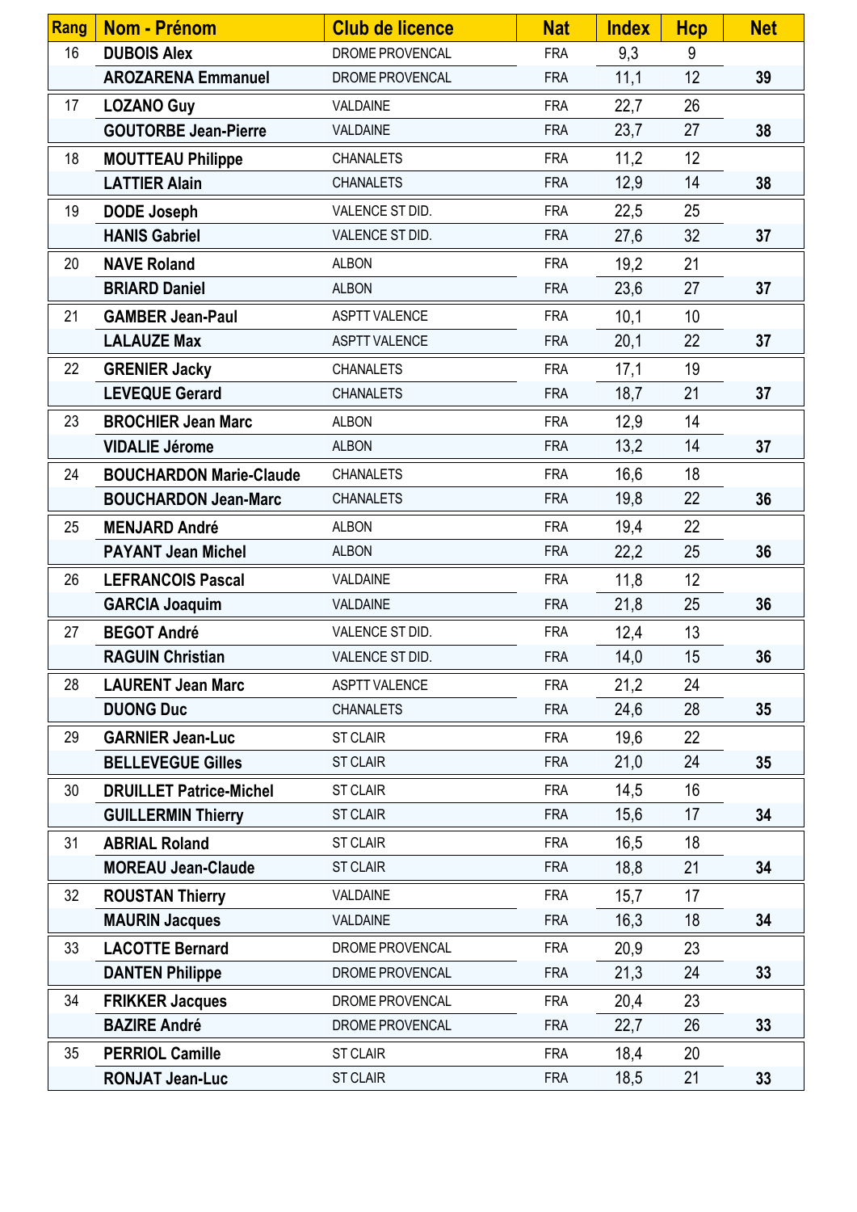| Rang | Nom - Prénom | Club de licence | Nat | Index | Hcp | Net |
|---|---|---|---|---|---|---|
| 16 | **DUBOIS Alex** | DROME PROVENCAL | FRA | 9,3 | 9 | |
| | **AROZARENA Emmanuel** | DROME PROVENCAL | FRA | 11,1 | 12 | **39** |
| 17 | **LOZANO Guy** | VALDAINE | FRA | 22,7 | 26 | |
| | **GOUTORBE Jean-Pierre** | VALDAINE | FRA | 23,7 | 27 | **38** |
| 18 | **MOUTTEAU Philippe** | CHANALETS | FRA | 11,2 | 12 | |
| | **LATTIER Alain** | CHANALETS | FRA | 12,9 | 14 | **38** |
| 19 | **DODE Joseph** | VALENCE ST DID. | FRA | 22,5 | 25 | |
| | **HANIS Gabriel** | VALENCE ST DID. | FRA | 27,6 | 32 | **37** |
| 20 | **NAVE Roland** | ALBON | FRA | 19,2 | 21 | |
| | **BRIARD Daniel** | ALBON | FRA | 23,6 | 27 | **37** |
| 21 | **GAMBER Jean-Paul** | ASPTT VALENCE | FRA | 10,1 | 10 | |
| | **LALAUZE Max** | ASPTT VALENCE | FRA | 20,1 | 22 | **37** |
| 22 | **GRENIER Jacky** | CHANALETS | FRA | 17,1 | 19 | |
| | **LEVEQUE Gerard** | CHANALETS | FRA | 18,7 | 21 | **37** |
| 23 | **BROCHIER Jean Marc** | ALBON | FRA | 12,9 | 14 | |
| | **VIDALIE Jérome** | ALBON | FRA | 13,2 | 14 | **37** |
| 24 | **BOUCHARDON Marie-Claude** | CHANALETS | FRA | 16,6 | 18 | |
| | **BOUCHARDON Jean-Marc** | CHANALETS | FRA | 19,8 | 22 | **36** |
| 25 | **MENJARD André** | ALBON | FRA | 19,4 | 22 | |
| | **PAYANT Jean Michel** | ALBON | FRA | 22,2 | 25 | **36** |
| 26 | **LEFRANCOIS Pascal** | VALDAINE | FRA | 11,8 | 12 | |
| | **GARCIA Joaquim** | VALDAINE | FRA | 21,8 | 25 | **36** |
| 27 | **BEGOT André** | VALENCE ST DID. | FRA | 12,4 | 13 | |
| | **RAGUIN Christian** | VALENCE ST DID. | FRA | 14,0 | 15 | **36** |
| 28 | **LAURENT Jean Marc** | ASPTT VALENCE | FRA | 21,2 | 24 | |
| | **DUONG Duc** | CHANALETS | FRA | 24,6 | 28 | **35** |
| 29 | **GARNIER Jean-Luc** | ST CLAIR | FRA | 19,6 | 22 | |
| | **BELLEVEGUE Gilles** | ST CLAIR | FRA | 21,0 | 24 | **35** |
| 30 | **DRUILLET Patrice-Michel** | ST CLAIR | FRA | 14,5 | 16 | |
| | **GUILLERMIN Thierry** | ST CLAIR | FRA | 15,6 | 17 | **34** |
| 31 | **ABRIAL Roland** | ST CLAIR | FRA | 16,5 | 18 | |
| | **MOREAU Jean-Claude** | ST CLAIR | FRA | 18,8 | 21 | **34** |
| 32 | **ROUSTAN Thierry** | VALDAINE | FRA | 15,7 | 17 | |
| | **MAURIN Jacques** | VALDAINE | FRA | 16,3 | 18 | **34** |
| 33 | **LACOTTE Bernard** | DROME PROVENCAL | FRA | 20,9 | 23 | |
| | **DANTEN Philippe** | DROME PROVENCAL | FRA | 21,3 | 24 | **33** |
| 34 | **FRIKKER Jacques** | DROME PROVENCAL | FRA | 20,4 | 23 | |
| | **BAZIRE André** | DROME PROVENCAL | FRA | 22,7 | 26 | **33** |
| 35 | **PERRIOL Camille** | ST CLAIR | FRA | 18,4 | 20 | |
| | **RONJAT Jean-Luc** | ST CLAIR | FRA | 18,5 | 21 | **33** |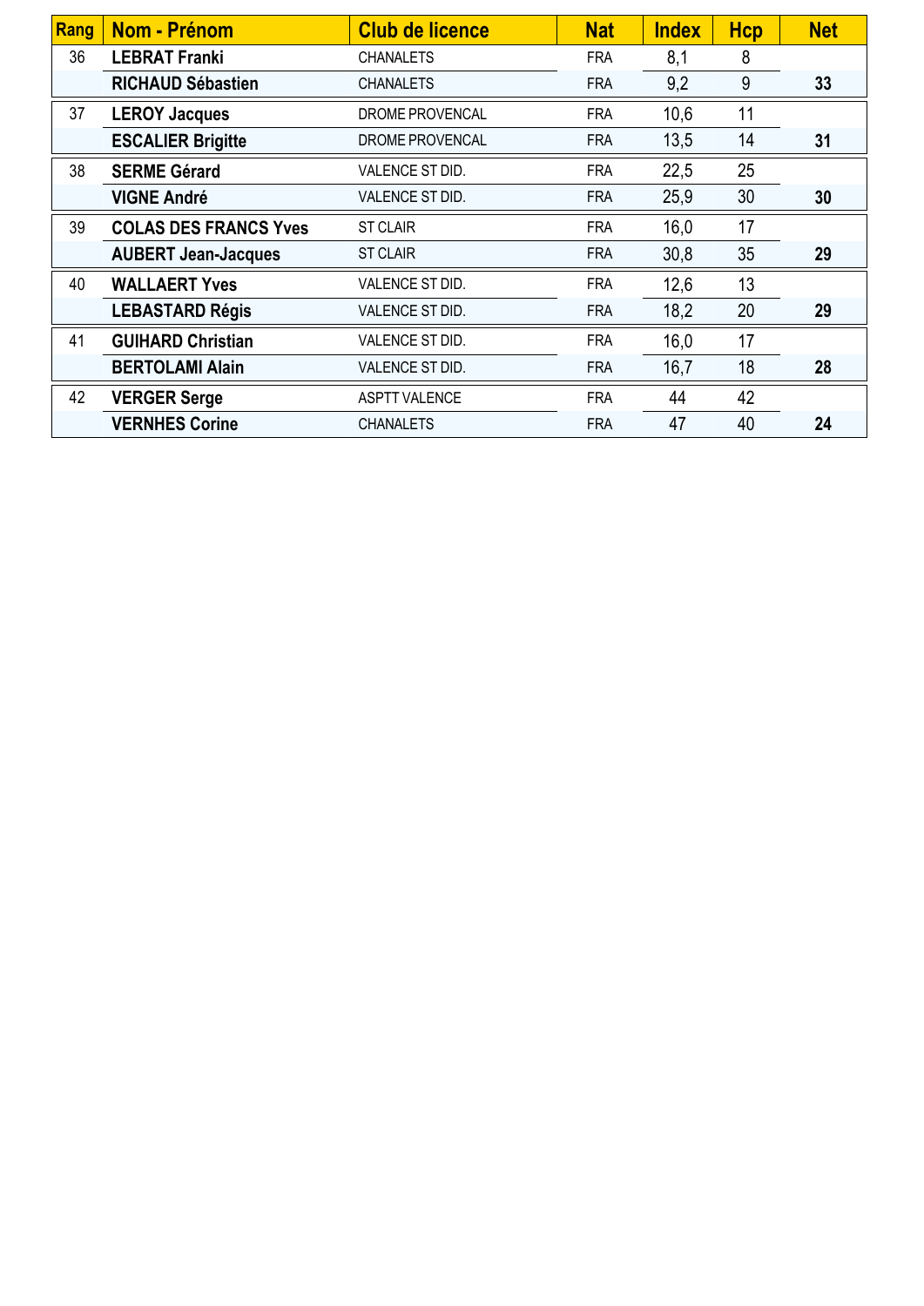| Rang | Nom - Prénom | Club de licence | Nat | Index | Hcp | Net |
|---|---|---|---|---|---|---|
| 36 | **LEBRAT Franki** | CHANALETS | FRA | 8,1 | 8 | |
| | **RICHAUD Sébastien** | CHANALETS | FRA | 9,2 | 9 | **33** |
| 37 | **LEROY Jacques** | DROME PROVENCAL | FRA | 10,6 | 11 | |
| | **ESCALIER Brigitte** | DROME PROVENCAL | FRA | 13,5 | 14 | **31** |
| 38 | **SERME Gérard** | VALENCE ST DID. | FRA | 22,5 | 25 | |
| | **VIGNE André** | VALENCE ST DID. | FRA | 25,9 | 30 | **30** |
| 39 | **COLAS DES FRANCS Yves** | ST CLAIR | FRA | 16,0 | 17 | |
| | **AUBERT Jean-Jacques** | ST CLAIR | FRA | 30,8 | 35 | **29** |
| 40 | **WALLAERT Yves** | VALENCE ST DID. | FRA | 12,6 | 13 | |
| | **LEBASTARD Régis** | VALENCE ST DID. | FRA | 18,2 | 20 | **29** |
| 41 | **GUIHARD Christian** | VALENCE ST DID. | FRA | 16,0 | 17 | |
| | **BERTOLAMI Alain** | VALENCE ST DID. | FRA | 16,7 | 18 | **28** |
| 42 | **VERGER Serge** | ASPTT VALENCE | FRA | 44 | 42 | |
| | **VERNHES Corine** | CHANALETS | FRA | 47 | 40 | **24** |